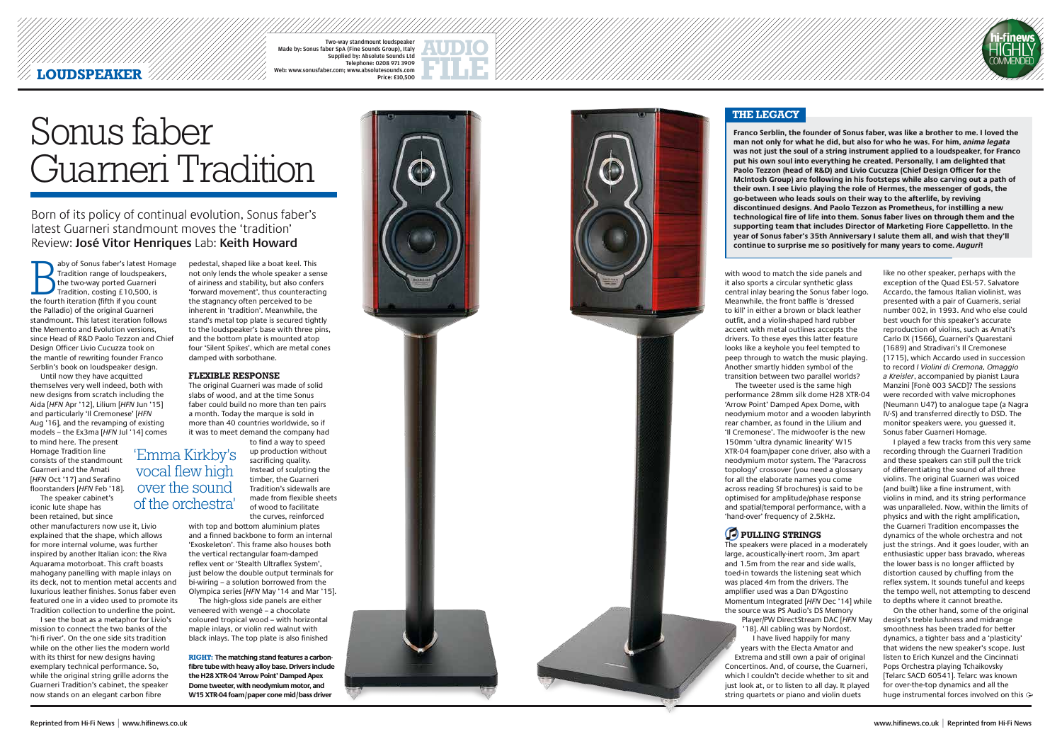LOUDSPEAKER

Two-way standmount loudspeaker
Made by: Sonus faber SpA (Fine Sounds Group), Italy
Supplied by: Absolute Sounds Ltd
Telephone: 0208 971 3909
Web: www.sonusfaber.com; www.absolutesounds.com
Price: £10,500

AUDIO FILE

hi-finews HIGHLY COMMENDED

# Sonus faber Guarneri Tradition

Born of its policy of continual evolution, Sonus faber's latest Guarneri standmount moves the 'tradition'
Review: **José Vitor Henriques** Lab: **Keith Howard**

Baby of Sonus faber's latest Homage Tradition range of loudspeakers, the two-way ported Guarneri Tradition, costing £10,500, is the fourth iteration (fifth if you count the Palladio) of the original Guarneri standmount. This latest iteration follows the Memento and Evolution versions, since Head of R&D Paolo Tezzon and Chief Design Officer Livio Cucuzza took on the mantle of rewriting founder Franco Serblin's book on loudspeaker design.

Until now they have acquitted themselves very well indeed, both with new designs from scratch including the Aida [*HFN* Apr '12], Lilium [*HFN* Jun '15] and particularly 'Il Cremonese' [*HFN* Aug '16], and the revamping of existing models – the Ex3ma [*HFN* Jul '14] comes to mind here. The present Homage Tradition line consists of the standmount Guarneri and the Amati [*HFN* Oct '17] and Serafino floorstanders [*HFN* Feb '18].

The speaker cabinet's iconic lute shape has been retained, but since other manufacturers now use it, Livio explained that the shape, which allows for more internal volume, was further inspired by another Italian icon: the Riva Aquarama motorboat. This craft boasts mahogany panelling with maple inlays on its deck, not to mention metal accents and luxurious leather finishes. Sonus faber even featured one in a video used to promote its Tradition collection to underline the point.

I see the boat as a metaphor for Livio's mission to connect the two banks of the 'hi-fi river'. On the one side sits tradition while on the other lies the modern world with its thirst for new designs having exemplary technical performance. So, while the original string grille adorns the Guarneri Tradition's cabinet, the speaker now stands on an elegant carbon fibre pedestal, shaped like a boat keel. This not only lends the whole speaker a sense of airiness and stability, but also confers 'forward movement', thus counteracting the stagnancy often perceived to be inherent in 'tradition'. Meanwhile, the stand's metal top plate is secured tightly to the loudspeaker's base with three pins, and the bottom plate is mounted atop four 'Silent Spikes', which are metal cones damped with sorbothane.

## FLEXIBLE RESPONSE

The original Guarneri was made of solid slabs of wood, and at the time Sonus faber could build no more than ten pairs a month. Today the marque is sold in more than 40 countries worldwide, so if it was to meet demand the company had to find a way to speed up production without sacrificing quality. Instead of sculpting the timber, the Guarneri Tradition's sidewalls are made from flexible sheets of wood to facilitate the curves, reinforced with top and bottom aluminium plates and a finned backbone to form an internal 'Exoskeleton'. This frame also houses both the vertical rectangular foam-damped reflex vent or 'Stealth Ultraflex System', just below the double output terminals for bi-wiring – a solution borrowed from the Olympica series [*HFN* May '14 and Mar '15].

'Emma Kirkby's vocal flew high over the sound of the orchestra'

The high-gloss side panels are either veneered with wengè – a chocolate coloured tropical wood – with horizontal maple inlays, or violin red walnut with black inlays. The top plate is also finished with wood to match the side panels and it also sports a circular synthetic glass central inlay bearing the Sonus faber logo. Meanwhile, the front baffle is 'dressed to kill' in either a brown or black leather outfit, and a violin-shaped hard rubber accent with metal outlines accepts the drivers. To these eyes this latter feature looks like a keyhole you feel tempted to peep through to watch the music playing. Another smartly hidden symbol of the transition between two parallel worlds?

The tweeter used is the same high performance 28mm silk dome H28 XTR-04 'Arrow Point' Damped Apex Dome, with neodymium motor and a wooden labyrinth rear chamber, as found in the Lilium and 'Il Cremonese'. The midwoofer is the new 150mm 'ultra dynamic linearity' W15 XTR-04 foam/paper cone driver, also with a neodymium motor system. The 'Paracross topology' crossover (you need a glossary for all the elaborate names you come across reading Sf brochures) is said to be optimised for amplitude/phase response and spatial/temporal performance, with a 'hand-over' frequency of 2.5kHz.

**RIGHT: The matching stand features a carbon-fibre tube with heavy alloy base. Drivers include the H28 XTR-04 'Arrow Point' Damped Apex Dome tweeter, with neodymium motor, and W15 XTR-04 foam/paper cone mid/bass driver**

## PULLING STRINGS

The speakers were placed in a moderately large, acoustically-inert room, 3m apart and 1.5m from the rear and side walls, toed-in towards the listening seat which was placed 4m from the drivers. The amplifier used was a Dan D'Agostino Momentum Integrated [*HFN* Dec '14] while the source was PS Audio's DS Memory Player/PW DirectStream DAC [*HFN* May '18]. All cabling was by Nordost.

I have lived happily for many years with the Electa Amator and Extrema and still own a pair of original Concertinos. And, of course, the Guarneri, which I couldn't decide whether to sit and just look at, or to listen to all day. It played string quartets or piano and violin duets like no other speaker, perhaps with the exception of the Quad ESL-57. Salvatore Accardo, the famous Italian violinist, was presented with a pair of Guarneris, serial number 002, in 1993. And who else could best vouch for this speaker's accurate reproduction of violins, such as Amati's Carlo IX (1566), Guarneri's Quarestani (1689) and Stradivari's Il Cremonese (1715), which Accardo used in succession to record *I Violini di Cremona, Omaggio a Kreisler*, accompanied by pianist Laura Manzini [Fonè 003 SACD]? The sessions were recorded with valve microphones (Neumann U47) to analogue tape (a Nagra IV-S) and transferred directly to DSD. The monitor speakers were, you guessed it, Sonus faber Guarneri Homage.

I played a few tracks from this very same recording through the Guarneri Tradition and these speakers can still pull the trick of differentiating the sound of all three violins. The original Guarneri was voiced (and built) like a fine instrument, with violins in mind, and its string performance was unparalleled. Now, within the limits of physics and with the right amplification, the Guarneri Tradition encompasses the dynamics of the whole orchestra and not just the strings. And it goes louder, with an enthusiastic upper bass bravado, whereas the lower bass is no longer afflicted by distortion caused by chuffing from the reflex system. It sounds tuneful and keeps the tempo well, not attempting to descend to depths where it cannot breathe.

On the other hand, some of the original design's treble lushness and midrange smoothness has been traded for better dynamics, a tighter bass and a 'plasticity' that widens the new speaker's scope. Just listen to Erich Kunzel and the Cincinnati Pops Orchestra playing Tchaikovsky [Telarc SACD 60541]. Telarc was known for over-the-top dynamics and all the huge instrumental forces involved on this

## THE LEGACY

**Franco Serblin, the founder of Sonus faber, was like a brother to me. I loved the man not only for what he did, but also for who he was. For him, *anima legata* was not just the soul of a string instrument applied to a loudspeaker, for Franco put his own soul into everything he created. Personally, I am delighted that Paolo Tezzon (head of R&D) and Livio Cucuzza (Chief Design Officer for the McIntosh Group) are following in his footsteps while also carving out a path of their own. I see Livio playing the role of Hermes, the messenger of gods, the go-between who leads souls on their way to the afterlife, by reviving discontinued designs. And Paolo Tezzon as Prometheus, for instilling a new technological fire of life into them. Sonus faber lives on through them and the supporting team that includes Director of Marketing Fiore Cappelletto. In the year of Sonus faber's 35th Anniversary I salute them all, and wish that they'll continue to surprise me so positively for many years to come. *Auguri*!**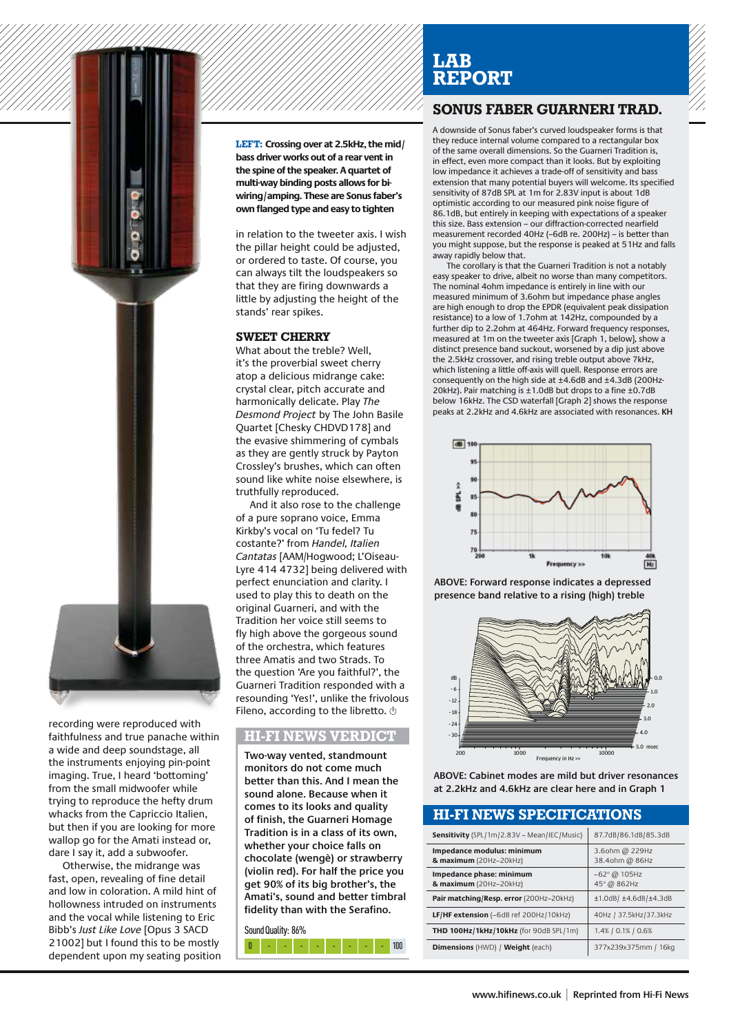recording were reproduced with faithfulness and true panache within a wide and deep soundstage, all the instruments enjoying pin-point imaging. True, I heard 'bottoming' from the small midwoofer while trying to reproduce the hefty drum whacks from the Capriccio Italien, but then if you are looking for more wallop go for the Amati instead or, dare I say it, add a subwoofer.

Otherwise, the midrange was fast, open, revealing of fine detail and low in coloration. A mild hint of hollowness intruded on instruments and the vocal while listening to Eric Bibb's *Just Like Love* [Opus 3 SACD 21002] but I found this to be mostly dependent upon my seating position in relation to the tweeter axis. I wish the pillar height could be adjusted, or ordered to taste. Of course, you can always tilt the loudspeakers so that they are firing downwards a little by adjusting the height of the stands' rear spikes.

**LEFT: Crossing over at 2.5kHz, the mid/bass driver works out of a rear vent in the spine of the speaker. A quartet of multi-way binding posts allows for bi-wiring/amping. These are Sonus faber's own flanged type and easy to tighten**

### SWEET CHERRY

What about the treble? Well, it's the proverbial sweet cherry atop a delicious midrange cake: crystal clear, pitch accurate and harmonically delicate. Play *The Desmond Project* by The John Basile Quartet [Chesky CHDVD178] and the evasive shimmering of cymbals as they are gently struck by Payton Crossley's brushes, which can often sound like white noise elsewhere, is truthfully reproduced.

And it also rose to the challenge of a pure soprano voice, Emma Kirkby's vocal on 'Tu fedel? Tu costante?' from *Handel, Italien Cantatas* [AAM/Hogwood; L'Oiseau-Lyre 414 4732] being delivered with perfect enunciation and clarity. I used to play this to death on the original Guarneri, and with the Tradition her voice still seems to fly high above the gorgeous sound of the orchestra, which features three Amatis and two Strads. To the question 'Are you faithful?', the Guarneri Tradition responded with a resounding 'Yes!', unlike the frivolous Fileno, according to the libretto.

## HI-FI NEWS VERDICT

**Two-way vented, standmount monitors do not come much better than this. And I mean the sound alone. Because when it comes to its looks and quality of finish, the Guarneri Homage Tradition is in a class of its own, whether your choice falls on chocolate (wengè) or strawberry (violin red). For half the price you get 90% of its big brother's, the Amati's, sound and better timbral fidelity than with the Serafino.**

Sound Quality: 86%

0 100

# LAB REPORT

## SONUS FABER GUARNERI TRAD.

A downside of Sonus faber's curved loudspeaker forms is that they reduce internal volume compared to a rectangular box of the same overall dimensions. So the Guarneri Tradition is, in effect, even more compact than it looks. But by exploiting low impedance it achieves a trade-off of sensitivity and bass extension that many potential buyers will welcome. Its specified sensitivity of 87dB SPL at 1m for 2.83V input is about 1dB optimistic according to our measured pink noise figure of 86.1dB, but entirely in keeping with expectations of a speaker this size. Bass extension – our diffraction-corrected nearfield measurement recorded 40Hz (–6dB re. 200Hz) – is better than you might suppose, but the response is peaked at 51Hz and falls away rapidly below that.

The corollary is that the Guarneri Tradition is not a notably easy speaker to drive, albeit no worse than many competitors. The nominal 4ohm impedance is entirely in line with our measured minimum of 3.6ohm but impedance phase angles are high enough to drop the EPDR (equivalent peak dissipation resistance) to a low of 1.7ohm at 142Hz, compounded by a further dip to 2.2ohm at 464Hz. Forward frequency responses, measured at 1m on the tweeter axis [Graph 1, below], show a distinct presence band suckout, worsened by a dip just above the 2.5kHz crossover, and rising treble output above 7kHz, which listening a little off-axis will quell. Response errors are consequently on the high side at ±4.6dB and ±4.3dB (200Hz-20kHz). Pair matching is ±1.0dB but drops to a fine ±0.7dB below 16kHz. The CSD waterfall [Graph 2] shows the response peaks at 2.2kHz and 4.6kHz are associated with resonances. **KH**

dB 100 95 90 85 80 75 70
dB SPL >>
200 1k 10k 40k
Frequency >> Hz

ABOVE: Forward response indicates a depressed presence band relative to a rising (high) treble

dB -6 -12 -18 -24 -30
200 1000 10000
Frequency in Hz >>
0.0 1.0 2.0 3.0 4.0 5.0 msec

ABOVE: Cabinet modes are mild but driver resonances at 2.2kHz and 4.6kHz are clear here and in Graph 1

## HI-FI NEWS SPECIFICATIONS

| | |
|---|---|
| **Sensitivity** (SPL/1m/2.83V – Mean/IEC/Music) | 87.7dB/86.1dB/85.3dB |
| **Impedance modulus: minimum & maximum** (20Hz–20kHz) | 3.6ohm @ 229Hz<br>38.4ohm @ 86Hz |
| **Impedance phase: minimum & maximum** (20Hz–20kHz) | –62° @ 105Hz<br>45° @ 862Hz |
| **Pair matching/Resp. error** (200Hz–20kHz) | ±1.0dB/ ±4.6dB/±4.3dB |
| **LF/HF extension** (–6dB ref 200Hz/10kHz) | 40Hz / 37.5kHz/37.3kHz |
| **THD 100Hz/1kHz/10kHz** (for 90dB SPL/1m) | 1.4% / 0.1% / 0.6% |
| **Dimensions** (HWD) / **Weight** (each) | 377x239x375mm / 16kg |